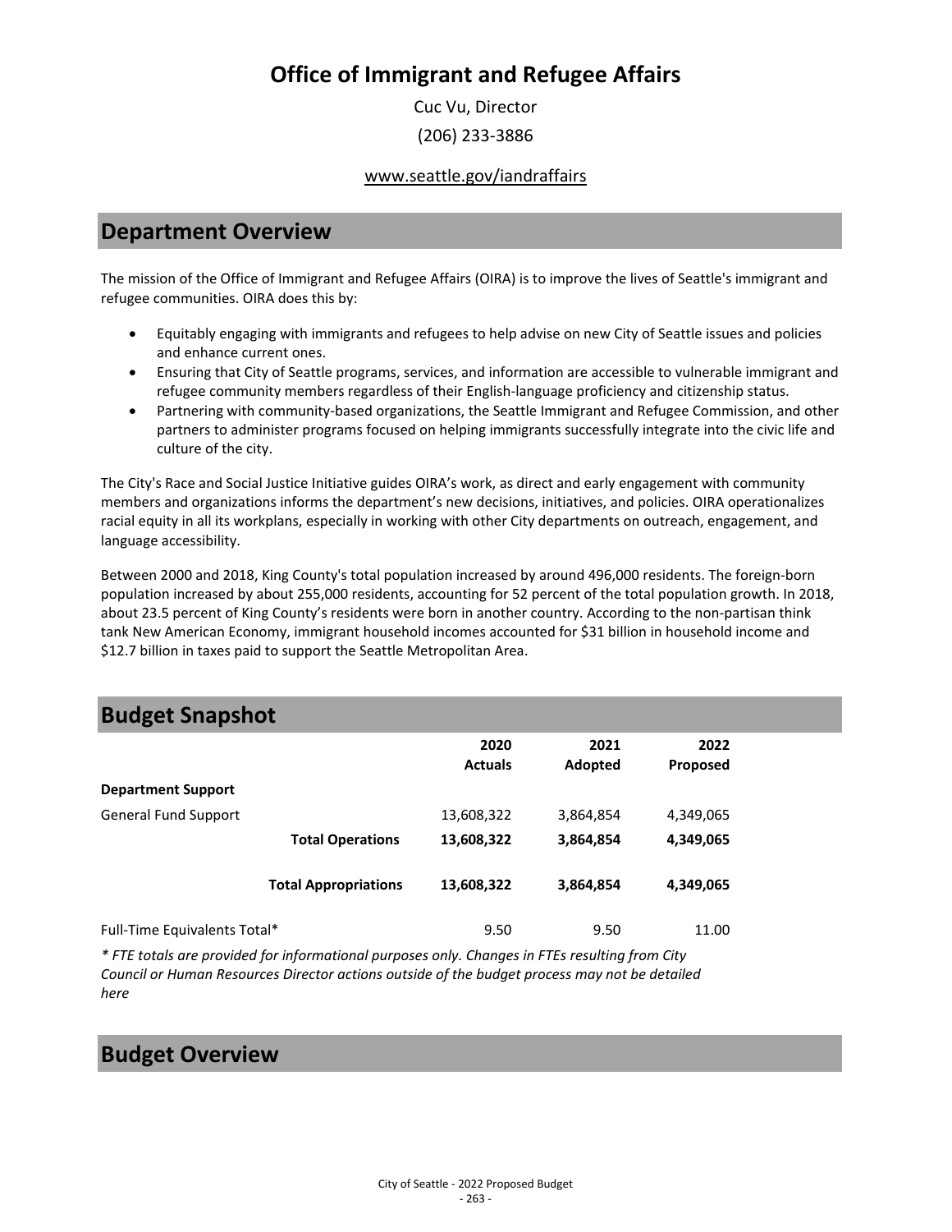# Office of Immigrant and Refugee Affairs

Cuc Vu, Director

(206) 233-3886

www.seattle.gov/iandraffairs

## Department Overview

The mission of the Office of Immigrant and Refugee Affairs (OIRA) is to improve the lives of Seattle's immigrant and refugee communities. OIRA does this by:

- Equitably engaging with immigrants and refugees to help advise on new City of Seattle issues and policies and enhance current ones.
- Ensuring that City of Seattle programs, services, and information are accessible to vulnerable immigrant and refugee community members regardless of their English-language proficiency and citizenship status.
- Partnering with community-based organizations, the Seattle Immigrant and Refugee Commission, and other partners to administer programs focused on helping immigrants successfully integrate into the civic life and culture of the city.

The City's Race and Social Justice Initiative guides OIRA's work, as direct and early engagement with community members and organizations informs the department's new decisions, initiatives, and policies. OIRA operationalizes racial equity in all its workplans, especially in working with other City departments on outreach, engagement, and language accessibility.

Between 2000 and 2018, King County's total population increased by around 496,000 residents. The foreign-born population increased by about 255,000 residents, accounting for 52 percent of the total population growth. In 2018, about 23.5 percent of King County's residents were born in another country. According to the non-partisan think tank New American Economy, immigrant household incomes accounted for $31 billion in household income and $12.7 billion in taxes paid to support the Seattle Metropolitan Area.

## Budget Snapshot

| | 2020 Actuals | 2021 Adopted | 2022 Proposed |
|---|---|---|---|
| **Department Support** | | | |
| General Fund Support | 13,608,322 | 3,864,854 | 4,349,065 |
| **Total Operations** | **13,608,322** | **3,864,854** | **4,349,065** |
| **Total Appropriations** | **13,608,322** | **3,864,854** | **4,349,065** |
| Full-Time Equivalents Total* | 9.50 | 9.50 | 11.00 |

*\* FTE totals are provided for informational purposes only. Changes in FTEs resulting from City Council or Human Resources Director actions outside of the budget process may not be detailed here*

## Budget Overview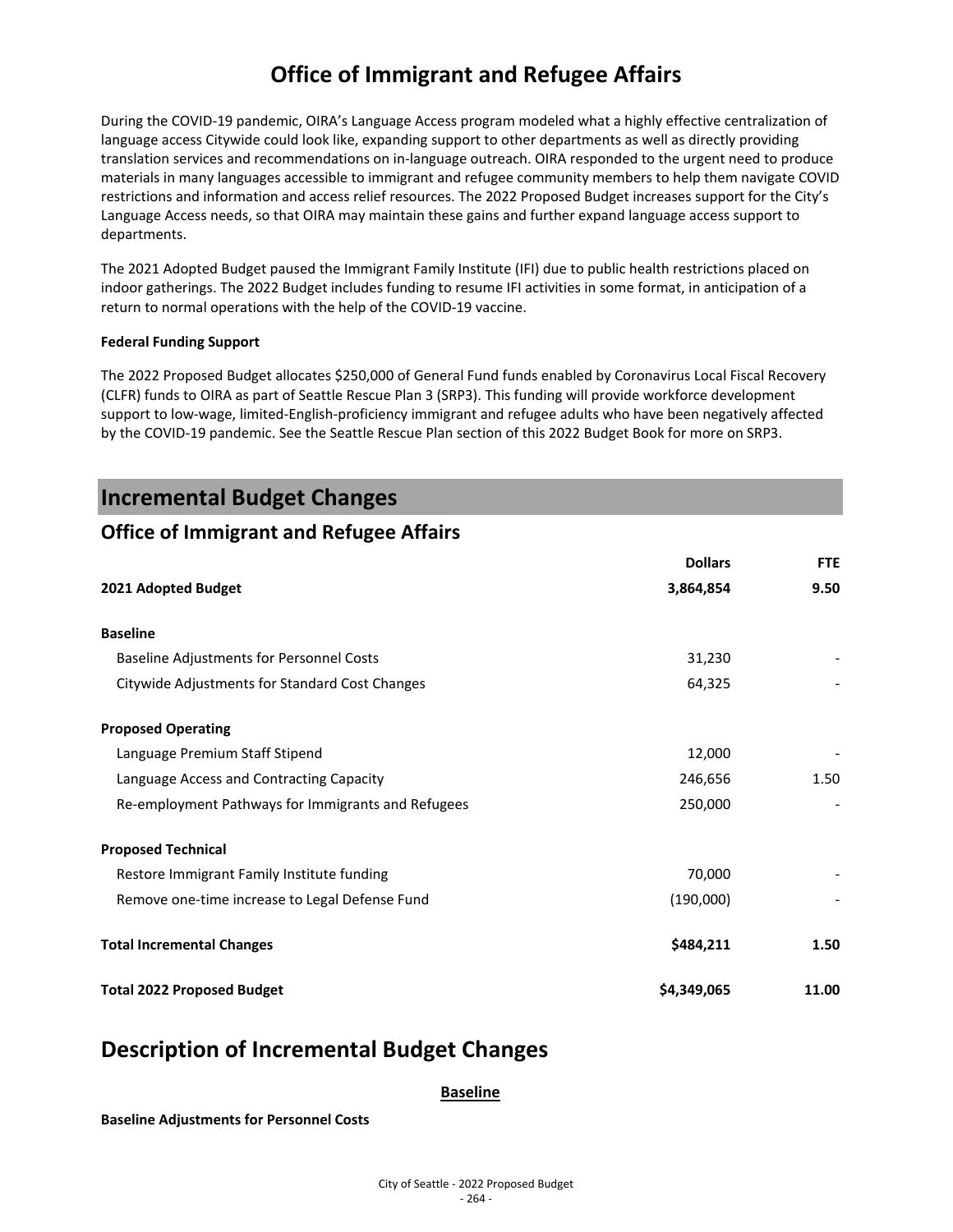# Office of Immigrant and Refugee Affairs

During the COVID-19 pandemic, OIRA's Language Access program modeled what a highly effective centralization of language access Citywide could look like, expanding support to other departments as well as directly providing translation services and recommendations on in-language outreach. OIRA responded to the urgent need to produce materials in many languages accessible to immigrant and refugee community members to help them navigate COVID restrictions and information and access relief resources. The 2022 Proposed Budget increases support for the City's Language Access needs, so that OIRA may maintain these gains and further expand language access support to departments.

The 2021 Adopted Budget paused the Immigrant Family Institute (IFI) due to public health restrictions placed on indoor gatherings. The 2022 Budget includes funding to resume IFI activities in some format, in anticipation of a return to normal operations with the help of the COVID-19 vaccine.

**Federal Funding Support**

The 2022 Proposed Budget allocates $250,000 of General Fund funds enabled by Coronavirus Local Fiscal Recovery (CLFR) funds to OIRA as part of Seattle Rescue Plan 3 (SRP3). This funding will provide workforce development support to low-wage, limited-English-proficiency immigrant and refugee adults who have been negatively affected by the COVID-19 pandemic. See the Seattle Rescue Plan section of this 2022 Budget Book for more on SRP3.

## Incremental Budget Changes

### Office of Immigrant and Refugee Affairs

| | Dollars | FTE |
|---|---|---|
| **2021 Adopted Budget** | **3,864,854** | **9.50** |
| **Baseline** | | |
| Baseline Adjustments for Personnel Costs | 31,230 | - |
| Citywide Adjustments for Standard Cost Changes | 64,325 | - |
| **Proposed Operating** | | |
| Language Premium Staff Stipend | 12,000 | - |
| Language Access and Contracting Capacity | 246,656 | 1.50 |
| Re-employment Pathways for Immigrants and Refugees | 250,000 | - |
| **Proposed Technical** | | |
| Restore Immigrant Family Institute funding | 70,000 | - |
| Remove one-time increase to Legal Defense Fund | (190,000) | - |
| **Total Incremental Changes** | **$484,211** | **1.50** |
| **Total 2022 Proposed Budget** | **$4,349,065** | **11.00** |

## Description of Incremental Budget Changes

**Baseline**

**Baseline Adjustments for Personnel Costs**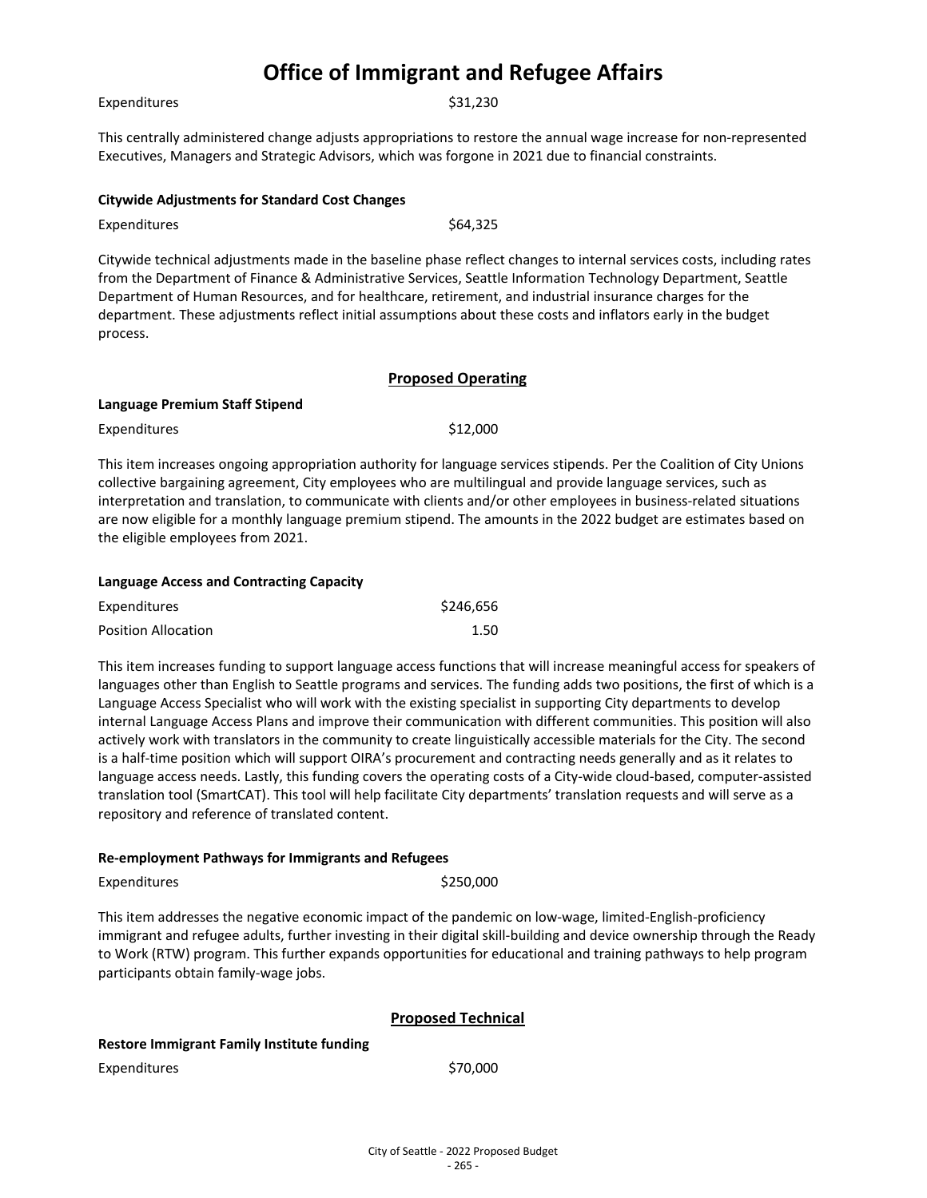# Office of Immigrant and Refugee Affairs

Expenditures $31,230

This centrally administered change adjusts appropriations to restore the annual wage increase for non-represented Executives, Managers and Strategic Advisors, which was forgone in 2021 due to financial constraints.

**Citywide Adjustments for Standard Cost Changes**

Expenditures $64,325

Citywide technical adjustments made in the baseline phase reflect changes to internal services costs, including rates from the Department of Finance & Administrative Services, Seattle Information Technology Department, Seattle Department of Human Resources, and for healthcare, retirement, and industrial insurance charges for the department. These adjustments reflect initial assumptions about these costs and inflators early in the budget process.

## Proposed Operating

**Language Premium Staff Stipend**

Expenditures $12,000

This item increases ongoing appropriation authority for language services stipends. Per the Coalition of City Unions collective bargaining agreement, City employees who are multilingual and provide language services, such as interpretation and translation, to communicate with clients and/or other employees in business-related situations are now eligible for a monthly language premium stipend. The amounts in the 2022 budget are estimates based on the eligible employees from 2021.

**Language Access and Contracting Capacity**

Expenditures $246,656

Position Allocation 1.50

This item increases funding to support language access functions that will increase meaningful access for speakers of languages other than English to Seattle programs and services. The funding adds two positions, the first of which is a Language Access Specialist who will work with the existing specialist in supporting City departments to develop internal Language Access Plans and improve their communication with different communities. This position will also actively work with translators in the community to create linguistically accessible materials for the City. The second is a half-time position which will support OIRA's procurement and contracting needs generally and as it relates to language access needs. Lastly, this funding covers the operating costs of a City-wide cloud-based, computer-assisted translation tool (SmartCAT). This tool will help facilitate City departments' translation requests and will serve as a repository and reference of translated content.

**Re-employment Pathways for Immigrants and Refugees**

Expenditures $250,000

This item addresses the negative economic impact of the pandemic on low-wage, limited-English-proficiency immigrant and refugee adults, further investing in their digital skill-building and device ownership through the Ready to Work (RTW) program. This further expands opportunities for educational and training pathways to help program participants obtain family-wage jobs.

## Proposed Technical

**Restore Immigrant Family Institute funding**

Expenditures $70,000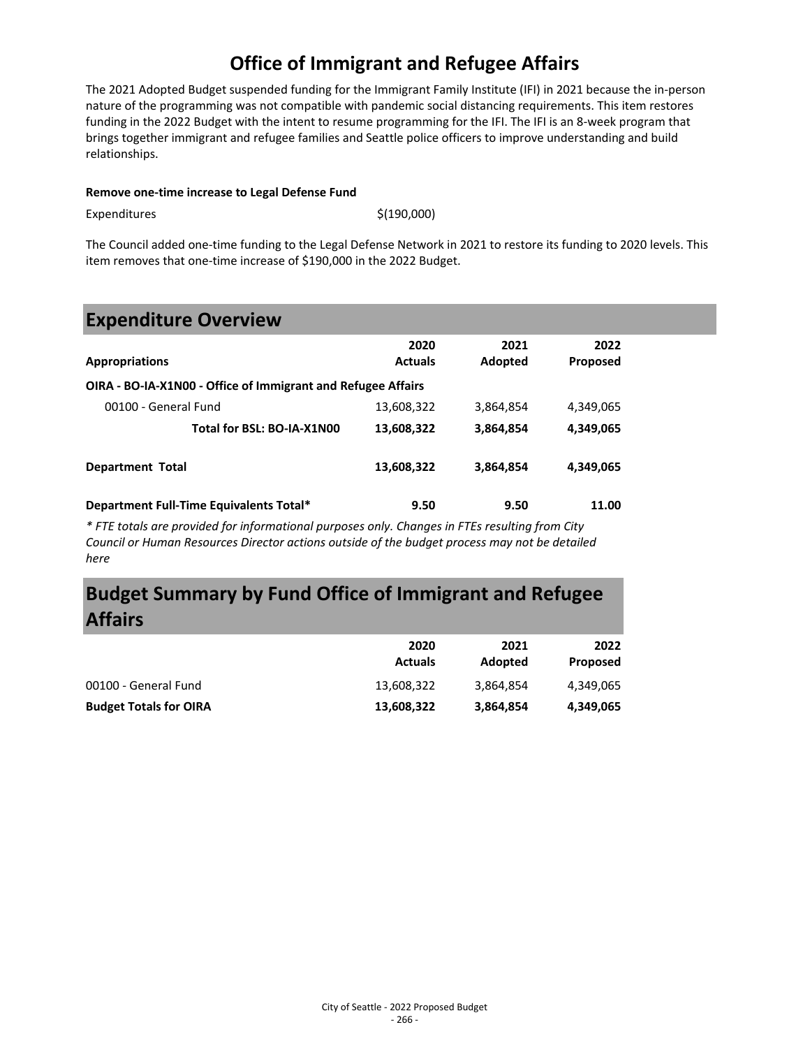# Office of Immigrant and Refugee Affairs

The 2021 Adopted Budget suspended funding for the Immigrant Family Institute (IFI) in 2021 because the in-person nature of the programming was not compatible with pandemic social distancing requirements. This item restores funding in the 2022 Budget with the intent to resume programming for the IFI. The IFI is an 8-week program that brings together immigrant and refugee families and Seattle police officers to improve understanding and build relationships.

**Remove one-time increase to Legal Defense Fund**

| | |
|---|---|
| Expenditures | $(190,000) |

The Council added one-time funding to the Legal Defense Network in 2021 to restore its funding to 2020 levels. This item removes that one-time increase of $190,000 in the 2022 Budget.

## Expenditure Overview

| Appropriations | 2020 Actuals | 2021 Adopted | 2022 Proposed |
|---|---|---|---|
| **OIRA - BO-IA-X1N00 - Office of Immigrant and Refugee Affairs** | | | |
| 00100 - General Fund | 13,608,322 | 3,864,854 | 4,349,065 |
| **Total for BSL: BO-IA-X1N00** | **13,608,322** | **3,864,854** | **4,349,065** |
| **Department Total** | **13,608,322** | **3,864,854** | **4,349,065** |
| **Department Full-Time Equivalents Total*** | **9.50** | **9.50** | **11.00** |

*\* FTE totals are provided for informational purposes only. Changes in FTEs resulting from City Council or Human Resources Director actions outside of the budget process may not be detailed here*

## Budget Summary by Fund Office of Immigrant and Refugee Affairs

| | 2020 Actuals | 2021 Adopted | 2022 Proposed |
|---|---|---|---|
| 00100 - General Fund | 13,608,322 | 3,864,854 | 4,349,065 |
| **Budget Totals for OIRA** | **13,608,322** | **3,864,854** | **4,349,065** |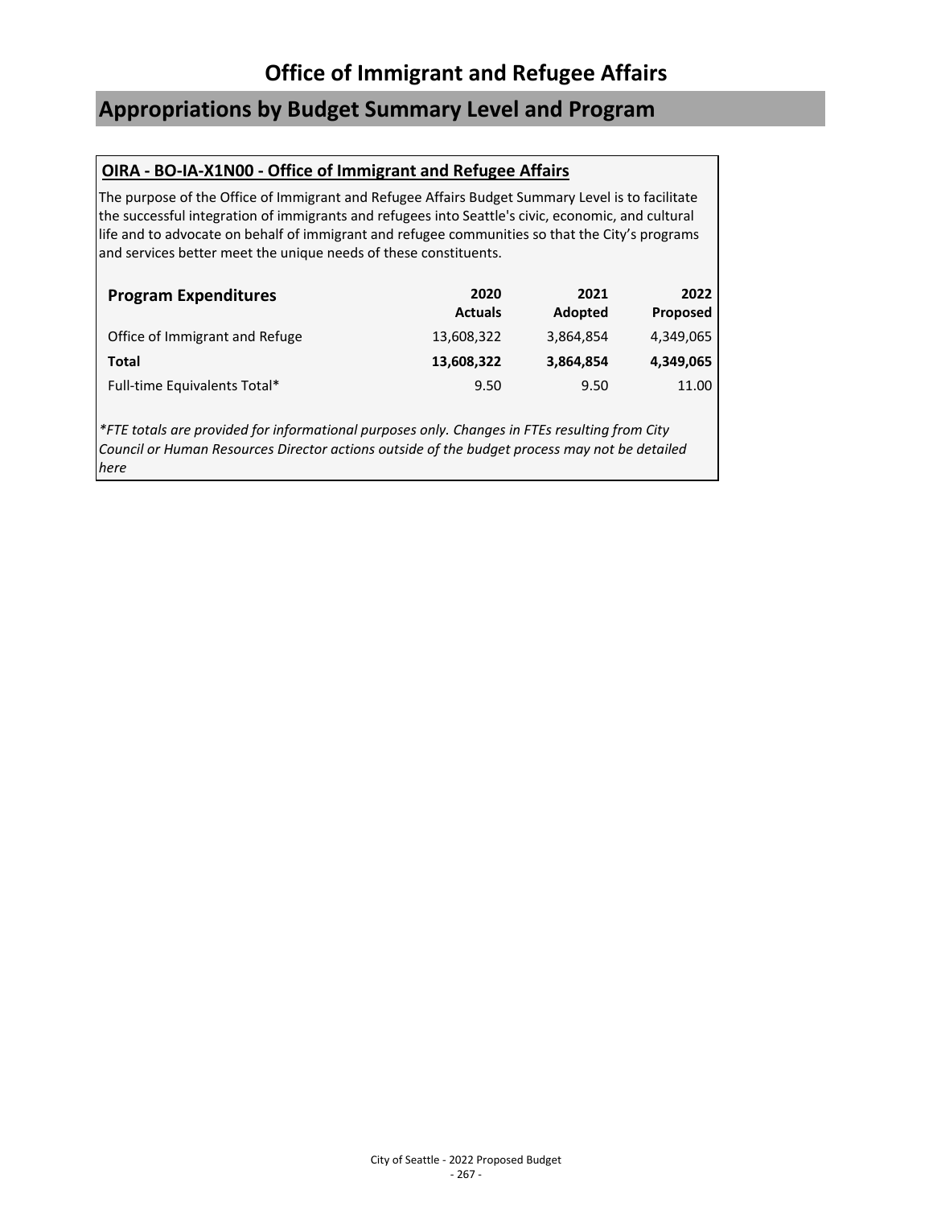# Office of Immigrant and Refugee Affairs

## Appropriations by Budget Summary Level and Program

### OIRA - BO-IA-X1N00 - Office of Immigrant and Refugee Affairs

The purpose of the Office of Immigrant and Refugee Affairs Budget Summary Level is to facilitate the successful integration of immigrants and refugees into Seattle's civic, economic, and cultural life and to advocate on behalf of immigrant and refugee communities so that the City's programs and services better meet the unique needs of these constituents.

| Program Expenditures | 2020 Actuals | 2021 Adopted | 2022 Proposed |
|---|---|---|---|
| Office of Immigrant and Refuge | 13,608,322 | 3,864,854 | 4,349,065 |
| **Total** | **13,608,322** | **3,864,854** | **4,349,065** |
| Full-time Equivalents Total* | 9.50 | 9.50 | 11.00 |

*\*FTE totals are provided for informational purposes only. Changes in FTEs resulting from City Council or Human Resources Director actions outside of the budget process may not be detailed here*